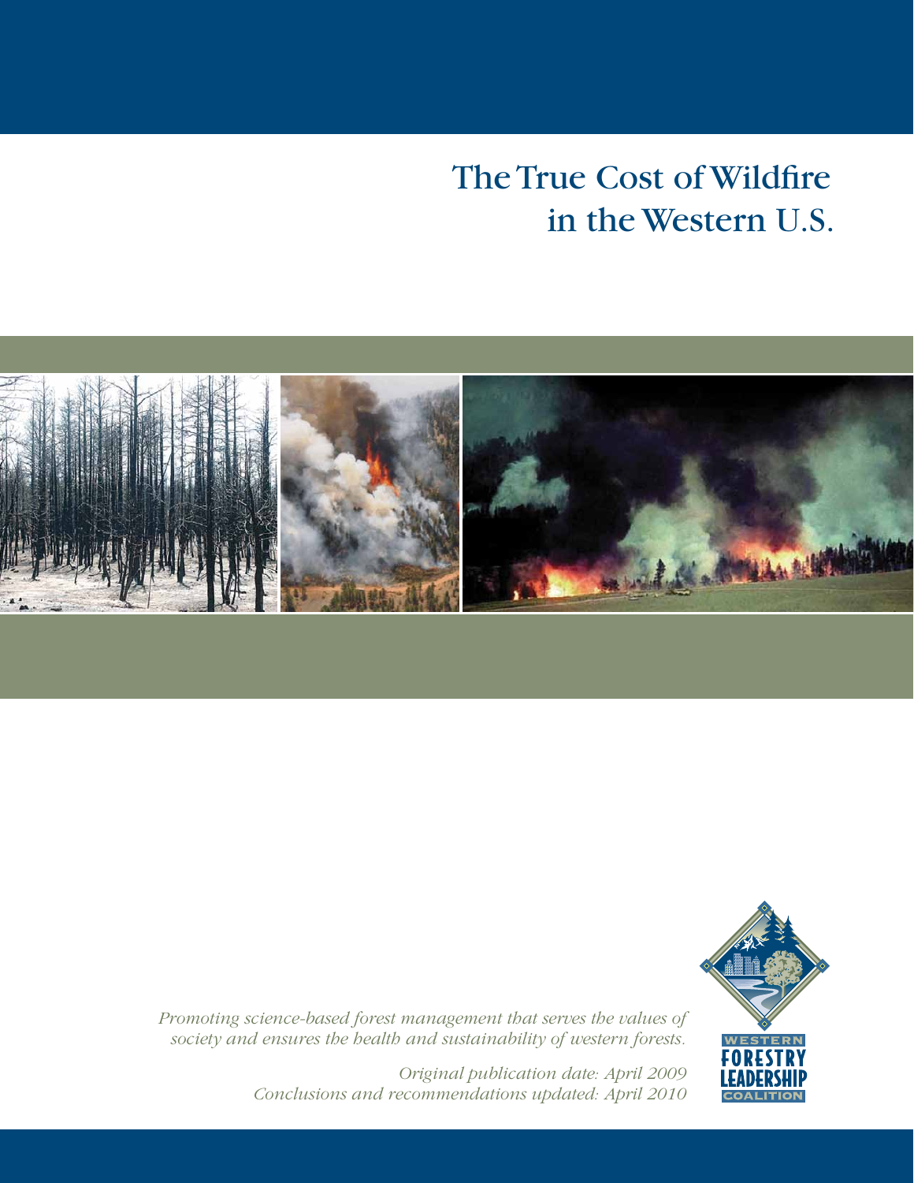# The True Cost of Wildfire in the Western U.S.

*Promoting science-based forest management that serves the values of society and ensures the health and sustainability of western forests.*

*Original publication date: April 2009*
*Conclusions and recommendations updated: April 2010*

WESTERN FORESTRY LEADERSHIP COALITION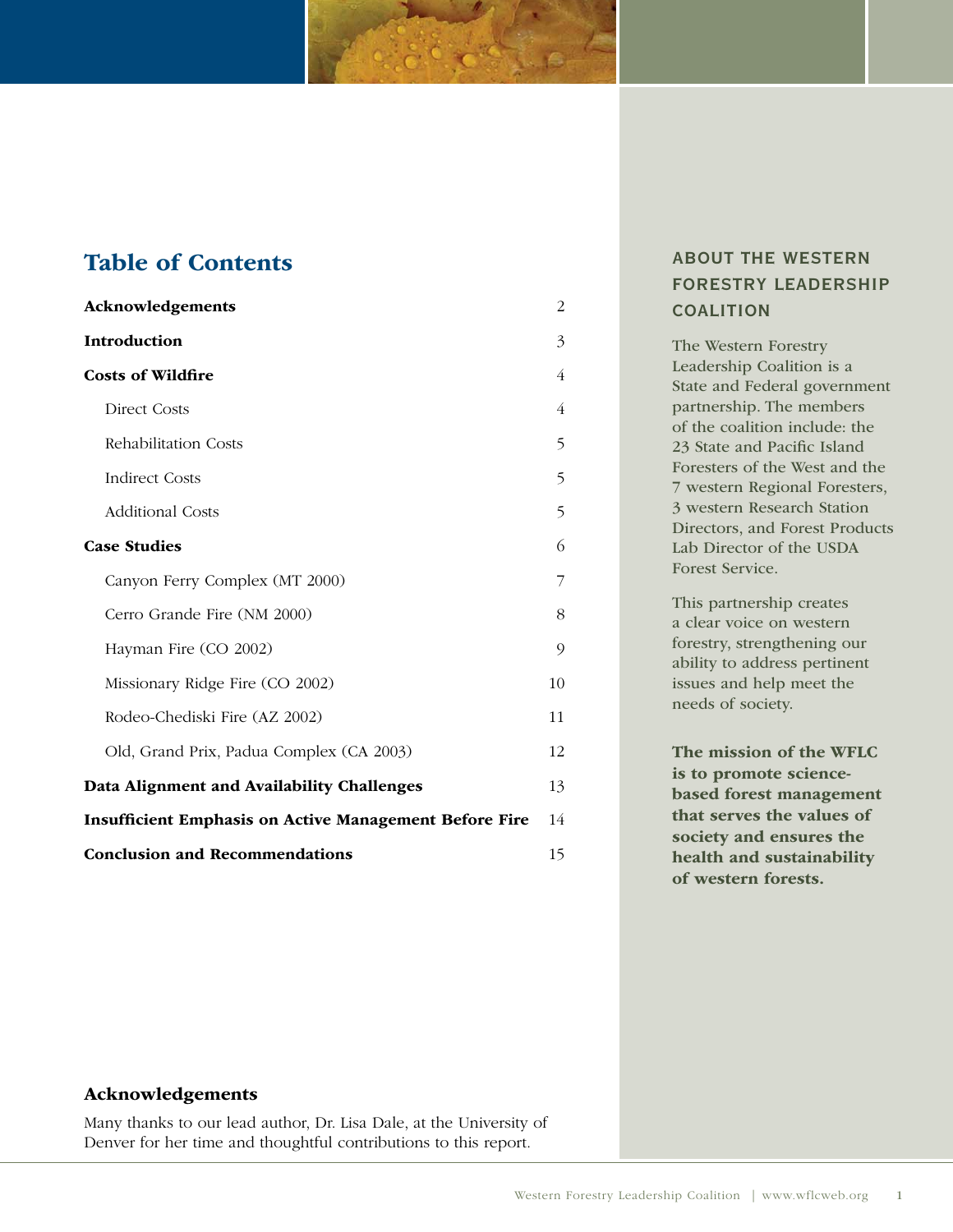## Table of Contents

| | |
|---|---|
| **Acknowledgements** | 2 |
| **Introduction** | 3 |
| **Costs of Wildfire** | 4 |
| Direct Costs | 4 |
| Rehabilitation Costs | 5 |
| Indirect Costs | 5 |
| Additional Costs | 5 |
| **Case Studies** | 6 |
| Canyon Ferry Complex (MT 2000) | 7 |
| Cerro Grande Fire (NM 2000) | 8 |
| Hayman Fire (CO 2002) | 9 |
| Missionary Ridge Fire (CO 2002) | 10 |
| Rodeo-Chediski Fire (AZ 2002) | 11 |
| Old, Grand Prix, Padua Complex (CA 2003) | 12 |
| **Data Alignment and Availability Challenges** | 13 |
| **Insufficient Emphasis on Active Management Before Fire** | 14 |
| **Conclusion and Recommendations** | 15 |

## Acknowledgements

Many thanks to our lead author, Dr. Lisa Dale, at the University of Denver for her time and thoughtful contributions to this report.

### ABOUT THE WESTERN FORESTRY LEADERSHIP COALITION

The Western Forestry Leadership Coalition is a State and Federal government partnership. The members of the coalition include: the 23 State and Pacific Island Foresters of the West and the 7 western Regional Foresters, 3 western Research Station Directors, and Forest Products Lab Director of the USDA Forest Service.

This partnership creates a clear voice on western forestry, strengthening our ability to address pertinent issues and help meet the needs of society.

**The mission of the WFLC is to promote science-based forest management that serves the values of society and ensures the health and sustainability of western forests.**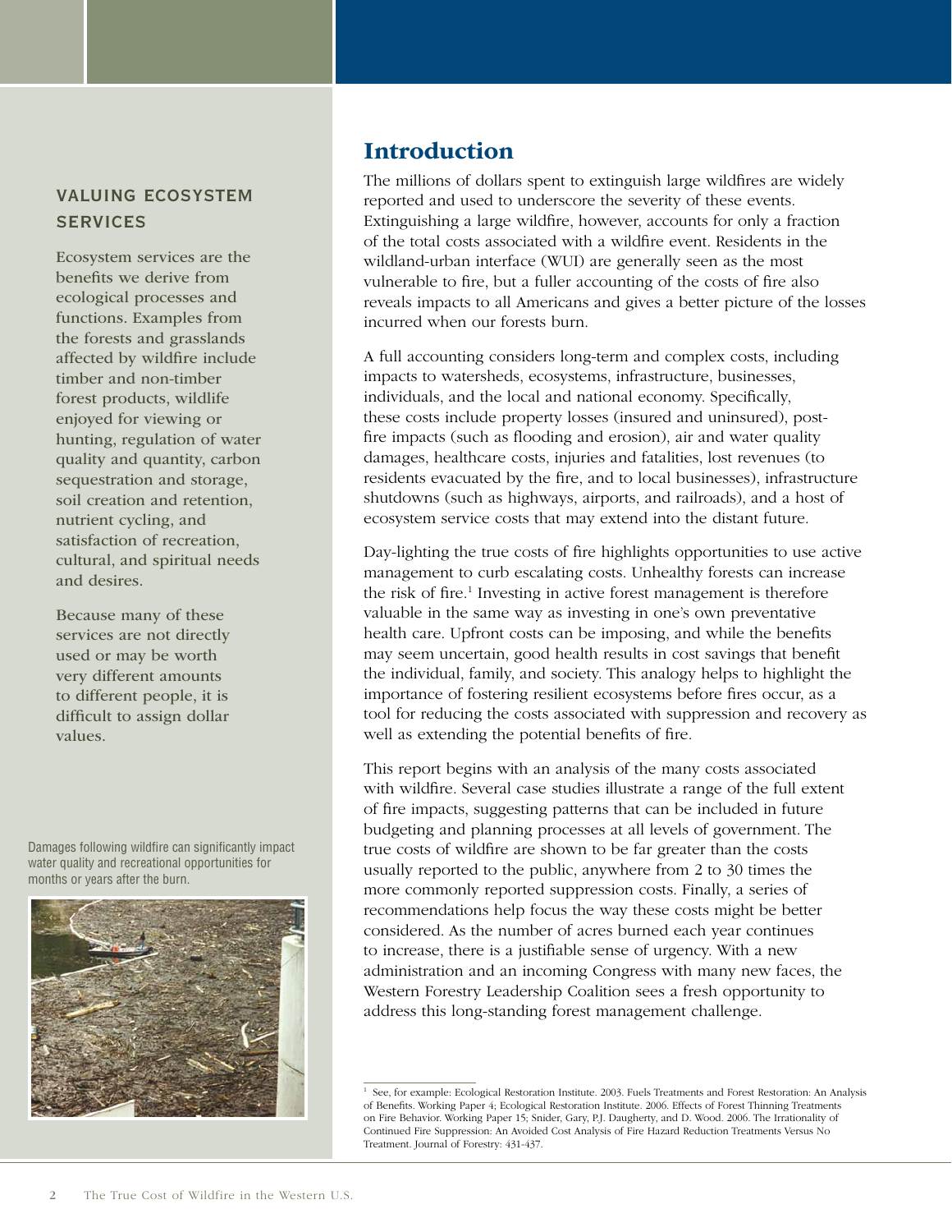## VALUING ECOSYSTEM SERVICES

Ecosystem services are the benefits we derive from ecological processes and functions. Examples from the forests and grasslands affected by wildfire include timber and non-timber forest products, wildlife enjoyed for viewing or hunting, regulation of water quality and quantity, carbon sequestration and storage, soil creation and retention, nutrient cycling, and satisfaction of recreation, cultural, and spiritual needs and desires.

Because many of these services are not directly used or may be worth very different amounts to different people, it is difficult to assign dollar values.

Damages following wildfire can significantly impact water quality and recreational opportunities for months or years after the burn.

# Introduction

The millions of dollars spent to extinguish large wildfires are widely reported and used to underscore the severity of these events. Extinguishing a large wildfire, however, accounts for only a fraction of the total costs associated with a wildfire event. Residents in the wildland-urban interface (WUI) are generally seen as the most vulnerable to fire, but a fuller accounting of the costs of fire also reveals impacts to all Americans and gives a better picture of the losses incurred when our forests burn.

A full accounting considers long-term and complex costs, including impacts to watersheds, ecosystems, infrastructure, businesses, individuals, and the local and national economy. Specifically, these costs include property losses (insured and uninsured), post-fire impacts (such as flooding and erosion), air and water quality damages, healthcare costs, injuries and fatalities, lost revenues (to residents evacuated by the fire, and to local businesses), infrastructure shutdowns (such as highways, airports, and railroads), and a host of ecosystem service costs that may extend into the distant future.

Day-lighting the true costs of fire highlights opportunities to use active management to curb escalating costs. Unhealthy forests can increase the risk of fire.[1] Investing in active forest management is therefore valuable in the same way as investing in one's own preventative health care. Upfront costs can be imposing, and while the benefits may seem uncertain, good health results in cost savings that benefit the individual, family, and society. This analogy helps to highlight the importance of fostering resilient ecosystems before fires occur, as a tool for reducing the costs associated with suppression and recovery as well as extending the potential benefits of fire.

This report begins with an analysis of the many costs associated with wildfire. Several case studies illustrate a range of the full extent of fire impacts, suggesting patterns that can be included in future budgeting and planning processes at all levels of government. The true costs of wildfire are shown to be far greater than the costs usually reported to the public, anywhere from 2 to 30 times the more commonly reported suppression costs. Finally, a series of recommendations help focus the way these costs might be better considered. As the number of acres burned each year continues to increase, there is a justifiable sense of urgency. With a new administration and an incoming Congress with many new faces, the Western Forestry Leadership Coalition sees a fresh opportunity to address this long-standing forest management challenge.

[1] See, for example: Ecological Restoration Institute. 2003. Fuels Treatments and Forest Restoration: An Analysis of Benefits. Working Paper 4; Ecological Restoration Institute. 2006. Effects of Forest Thinning Treatments on Fire Behavior. Working Paper 15; Snider, Gary, P.J. Daugherty, and D. Wood. 2006. The Irrationality of Continued Fire Suppression: An Avoided Cost Analysis of Fire Hazard Reduction Treatments Versus No Treatment. Journal of Forestry: 431-437.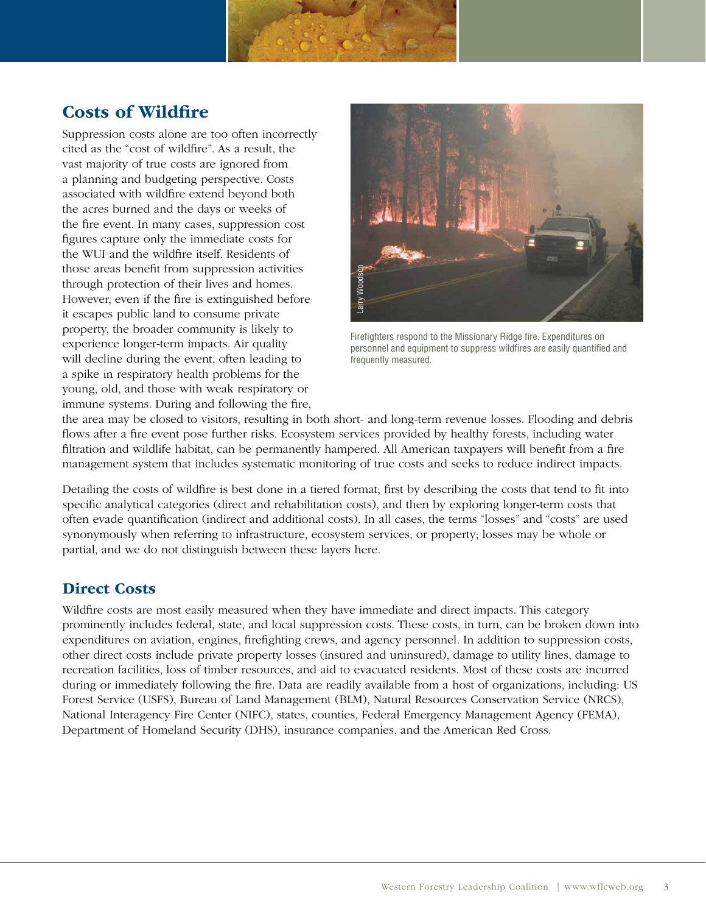## Costs of Wildfire

Suppression costs alone are too often incorrectly cited as the "cost of wildfire". As a result, the vast majority of true costs are ignored from a planning and budgeting perspective. Costs associated with wildfire extend beyond both the acres burned and the days or weeks of the fire event. In many cases, suppression cost figures capture only the immediate costs for the WUI and the wildfire itself. Residents of those areas benefit from suppression activities through protection of their lives and homes. However, even if the fire is extinguished before it escapes public land to consume private property, the broader community is likely to experience longer-term impacts. Air quality will decline during the event, often leading to a spike in respiratory health problems for the young, old, and those with weak respiratory or immune systems. During and following the fire, the area may be closed to visitors, resulting in both short- and long-term revenue losses. Flooding and debris flows after a fire event pose further risks. Ecosystem services provided by healthy forests, including water filtration and wildlife habitat, can be permanently hampered. All American taxpayers will benefit from a fire management system that includes systematic monitoring of true costs and seeks to reduce indirect impacts.

Firefighters respond to the Missionary Ridge fire. Expenditures on personnel and equipment to suppress wildfires are easily quantified and frequently measured.

Detailing the costs of wildfire is best done in a tiered format; first by describing the costs that tend to fit into specific analytical categories (direct and rehabilitation costs), and then by exploring longer-term costs that often evade quantification (indirect and additional costs). In all cases, the terms "losses" and "costs" are used synonymously when referring to infrastructure, ecosystem services, or property; losses may be whole or partial, and we do not distinguish between these layers here.

## Direct Costs

Wildfire costs are most easily measured when they have immediate and direct impacts. This category prominently includes federal, state, and local suppression costs. These costs, in turn, can be broken down into expenditures on aviation, engines, firefighting crews, and agency personnel. In addition to suppression costs, other direct costs include private property losses (insured and uninsured), damage to utility lines, damage to recreation facilities, loss of timber resources, and aid to evacuated residents. Most of these costs are incurred during or immediately following the fire. Data are readily available from a host of organizations, including: US Forest Service (USFS), Bureau of Land Management (BLM), Natural Resources Conservation Service (NRCS), National Interagency Fire Center (NIFC), states, counties, Federal Emergency Management Agency (FEMA), Department of Homeland Security (DHS), insurance companies, and the American Red Cross.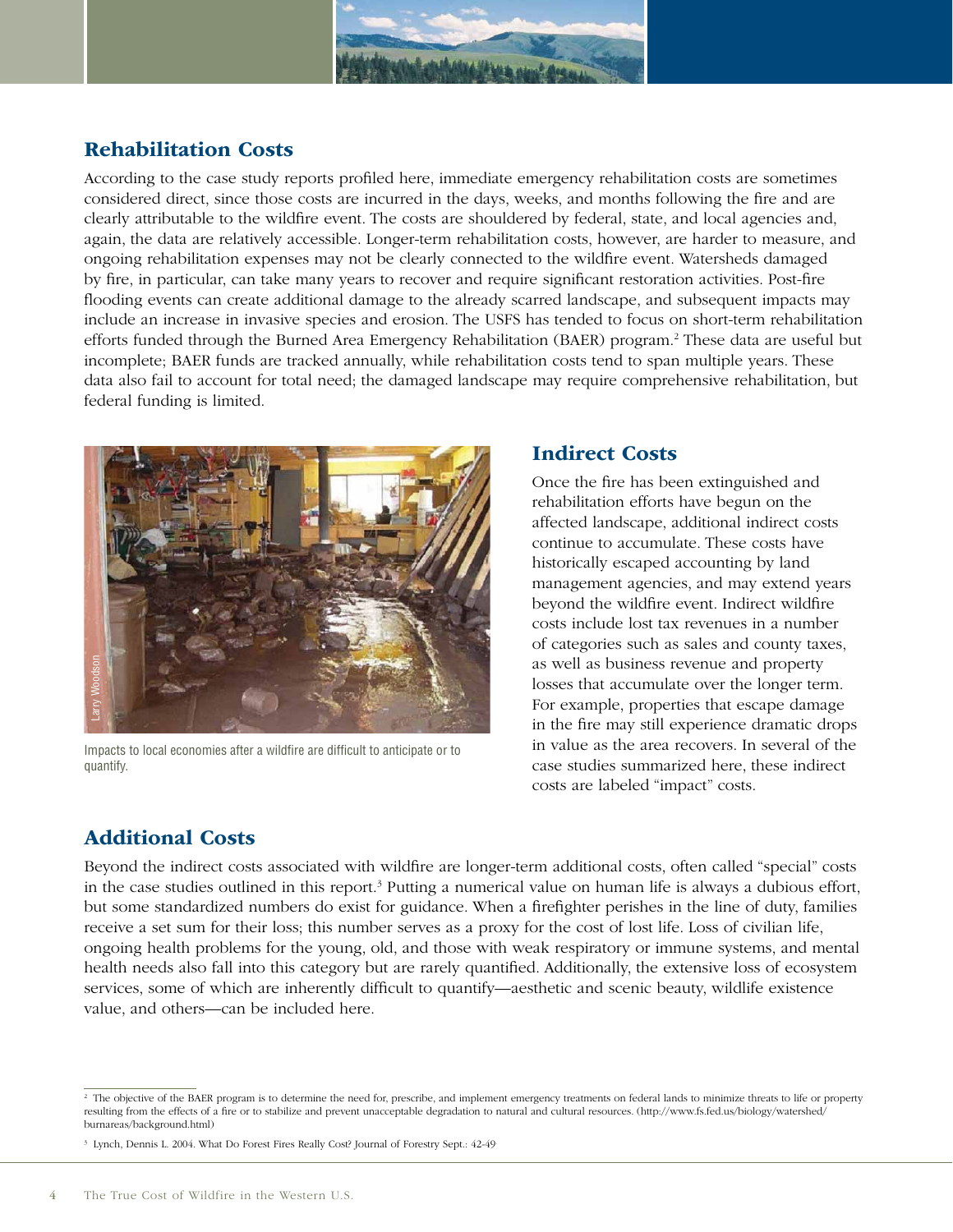## Rehabilitation Costs

According to the case study reports profiled here, immediate emergency rehabilitation costs are sometimes considered direct, since those costs are incurred in the days, weeks, and months following the fire and are clearly attributable to the wildfire event. The costs are shouldered by federal, state, and local agencies and, again, the data are relatively accessible. Longer-term rehabilitation costs, however, are harder to measure, and ongoing rehabilitation expenses may not be clearly connected to the wildfire event. Watersheds damaged by fire, in particular, can take many years to recover and require significant restoration activities. Post-fire flooding events can create additional damage to the already scarred landscape, and subsequent impacts may include an increase in invasive species and erosion. The USFS has tended to focus on short-term rehabilitation efforts funded through the Burned Area Emergency Rehabilitation (BAER) program.[2] These data are useful but incomplete; BAER funds are tracked annually, while rehabilitation costs tend to span multiple years. These data also fail to account for total need; the damaged landscape may require comprehensive rehabilitation, but federal funding is limited.

Larry Woodson

Impacts to local economies after a wildfire are difficult to anticipate or to quantify.

## Indirect Costs

Once the fire has been extinguished and rehabilitation efforts have begun on the affected landscape, additional indirect costs continue to accumulate. These costs have historically escaped accounting by land management agencies, and may extend years beyond the wildfire event. Indirect wildfire costs include lost tax revenues in a number of categories such as sales and county taxes, as well as business revenue and property losses that accumulate over the longer term. For example, properties that escape damage in the fire may still experience dramatic drops in value as the area recovers. In several of the case studies summarized here, these indirect costs are labeled "impact" costs.

## Additional Costs

Beyond the indirect costs associated with wildfire are longer-term additional costs, often called "special" costs in the case studies outlined in this report.[3] Putting a numerical value on human life is always a dubious effort, but some standardized numbers do exist for guidance. When a firefighter perishes in the line of duty, families receive a set sum for their loss; this number serves as a proxy for the cost of lost life. Loss of civilian life, ongoing health problems for the young, old, and those with weak respiratory or immune systems, and mental health needs also fall into this category but are rarely quantified. Additionally, the extensive loss of ecosystem services, some of which are inherently difficult to quantify—aesthetic and scenic beauty, wildlife existence value, and others—can be included here.

---

[2] The objective of the BAER program is to determine the need for, prescribe, and implement emergency treatments on federal lands to minimize threats to life or property resulting from the effects of a fire or to stabilize and prevent unacceptable degradation to natural and cultural resources. (http://www.fs.fed.us/biology/watershed/burnareas/background.html)

[3] Lynch, Dennis L. 2004. What Do Forest Fires Really Cost? Journal of Forestry Sept.: 42-49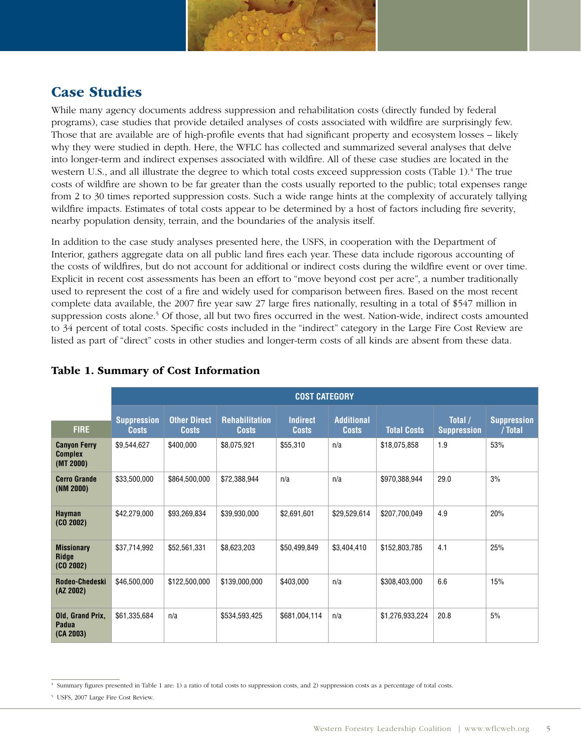## Case Studies

While many agency documents address suppression and rehabilitation costs (directly funded by federal programs), case studies that provide detailed analyses of costs associated with wildfire are surprisingly few. Those that are available are of high-profile events that had significant property and ecosystem losses – likely why they were studied in depth. Here, the WFLC has collected and summarized several analyses that delve into longer-term and indirect expenses associated with wildfire. All of these case studies are located in the western U.S., and all illustrate the degree to which total costs exceed suppression costs (Table 1).[4] The true costs of wildfire are shown to be far greater than the costs usually reported to the public; total expenses range from 2 to 30 times reported suppression costs. Such a wide range hints at the complexity of accurately tallying wildfire impacts. Estimates of total costs appear to be determined by a host of factors including fire severity, nearby population density, terrain, and the boundaries of the analysis itself.

In addition to the case study analyses presented here, the USFS, in cooperation with the Department of Interior, gathers aggregate data on all public land fires each year. These data include rigorous accounting of the costs of wildfires, but do not account for additional or indirect costs during the wildfire event or over time. Explicit in recent cost assessments has been an effort to "move beyond cost per acre", a number traditionally used to represent the cost of a fire and widely used for comparison between fires. Based on the most recent complete data available, the 2007 fire year saw 27 large fires nationally, resulting in a total of $547 million in suppression costs alone.[5] Of those, all but two fires occurred in the west. Nation-wide, indirect costs amounted to 34 percent of total costs. Specific costs included in the "indirect" category in the Large Fire Cost Review are listed as part of "direct" costs in other studies and longer-term costs of all kinds are absent from these data.

### Table 1. Summary of Cost Information

| | COST CATEGORY | | | | | | | |
|---|---|---|---|---|---|---|---|---|
| **FIRE** | **Suppression Costs** | **Other Direct Costs** | **Rehabilitation Costs** | **Indirect Costs** | **Additional Costs** | **Total Costs** | **Total / Suppression** | **Suppression / Total** |
| **Canyon Ferry Complex (MT 2000)** | $9,544,627 | $400,000 | $8,075,921 | $55,310 | n/a | $18,075,858 | 1.9 | 53% |
| **Cerro Grande (NM 2000)** | $33,500,000 | $864,500,000 | $72,388,944 | n/a | n/a | $970,388,944 | 29.0 | 3% |
| **Hayman (CO 2002)** | $42,279,000 | $93,269,834 | $39,930,000 | $2,691,601 | $29,529,614 | $207,700,049 | 4.9 | 20% |
| **Missionary Ridge (CO 2002)** | $37,714,992 | $52,561,331 | $8,623,203 | $50,499,849 | $3,404,410 | $152,803,785 | 4.1 | 25% |
| **Rodeo-Chedeski (AZ 2002)** | $46,500,000 | $122,500,000 | $139,000,000 | $403,000 | n/a | $308,403,000 | 6.6 | 15% |
| **Old, Grand Prix, Padua (CA 2003)** | $61,335,684 | n/a | $534,593,425 | $681,004,114 | n/a | $1,276,933,224 | 20.8 | 5% |

[4] Summary figures presented in Table 1 are: 1) a ratio of total costs to suppression costs, and 2) suppression costs as a percentage of total costs.

[5] USFS, 2007 Large Fire Cost Review.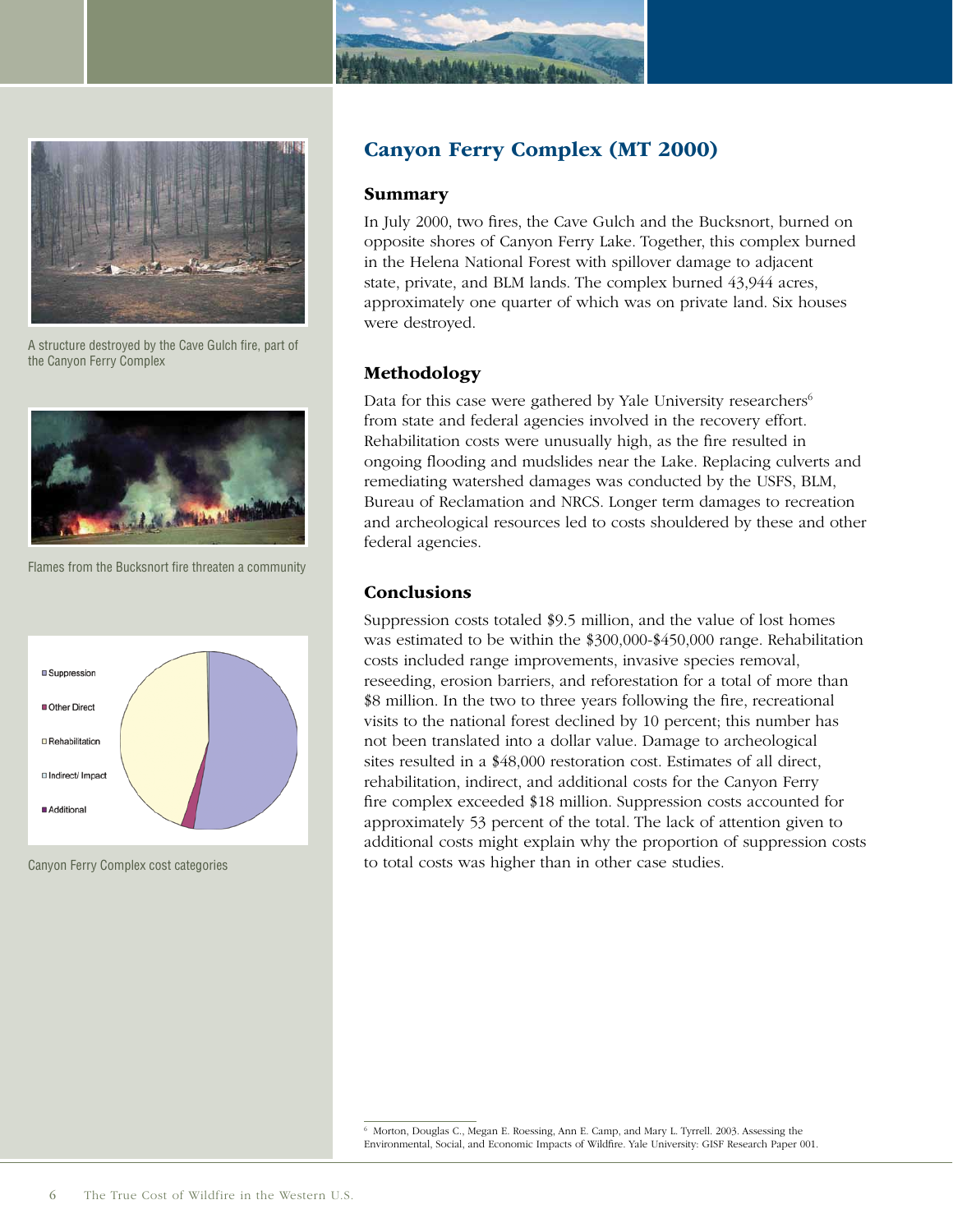A structure destroyed by the Cave Gulch fire, part of the Canyon Ferry Complex

Flames from the Bucksnort fire threaten a community

Canyon Ferry Complex cost categories

## Canyon Ferry Complex (MT 2000)

### Summary

In July 2000, two fires, the Cave Gulch and the Bucksnort, burned on opposite shores of Canyon Ferry Lake. Together, this complex burned in the Helena National Forest with spillover damage to adjacent state, private, and BLM lands. The complex burned 43,944 acres, approximately one quarter of which was on private land. Six houses were destroyed.

### Methodology

Data for this case were gathered by Yale University researchers[6] from state and federal agencies involved in the recovery effort. Rehabilitation costs were unusually high, as the fire resulted in ongoing flooding and mudslides near the Lake. Replacing culverts and remediating watershed damages was conducted by the USFS, BLM, Bureau of Reclamation and NRCS. Longer term damages to recreation and archeological resources led to costs shouldered by these and other federal agencies.

### Conclusions

Suppression costs totaled $9.5 million, and the value of lost homes was estimated to be within the $300,000-$450,000 range. Rehabilitation costs included range improvements, invasive species removal, reseeding, erosion barriers, and reforestation for a total of more than $8 million. In the two to three years following the fire, recreational visits to the national forest declined by 10 percent; this number has not been translated into a dollar value. Damage to archeological sites resulted in a $48,000 restoration cost. Estimates of all direct, rehabilitation, indirect, and additional costs for the Canyon Ferry fire complex exceeded $18 million. Suppression costs accounted for approximately 53 percent of the total. The lack of attention given to additional costs might explain why the proportion of suppression costs to total costs was higher than in other case studies.

[6] Morton, Douglas C., Megan E. Roessing, Ann E. Camp, and Mary L. Tyrrell. 2003. Assessing the Environmental, Social, and Economic Impacts of Wildfire. Yale University: GISF Research Paper 001.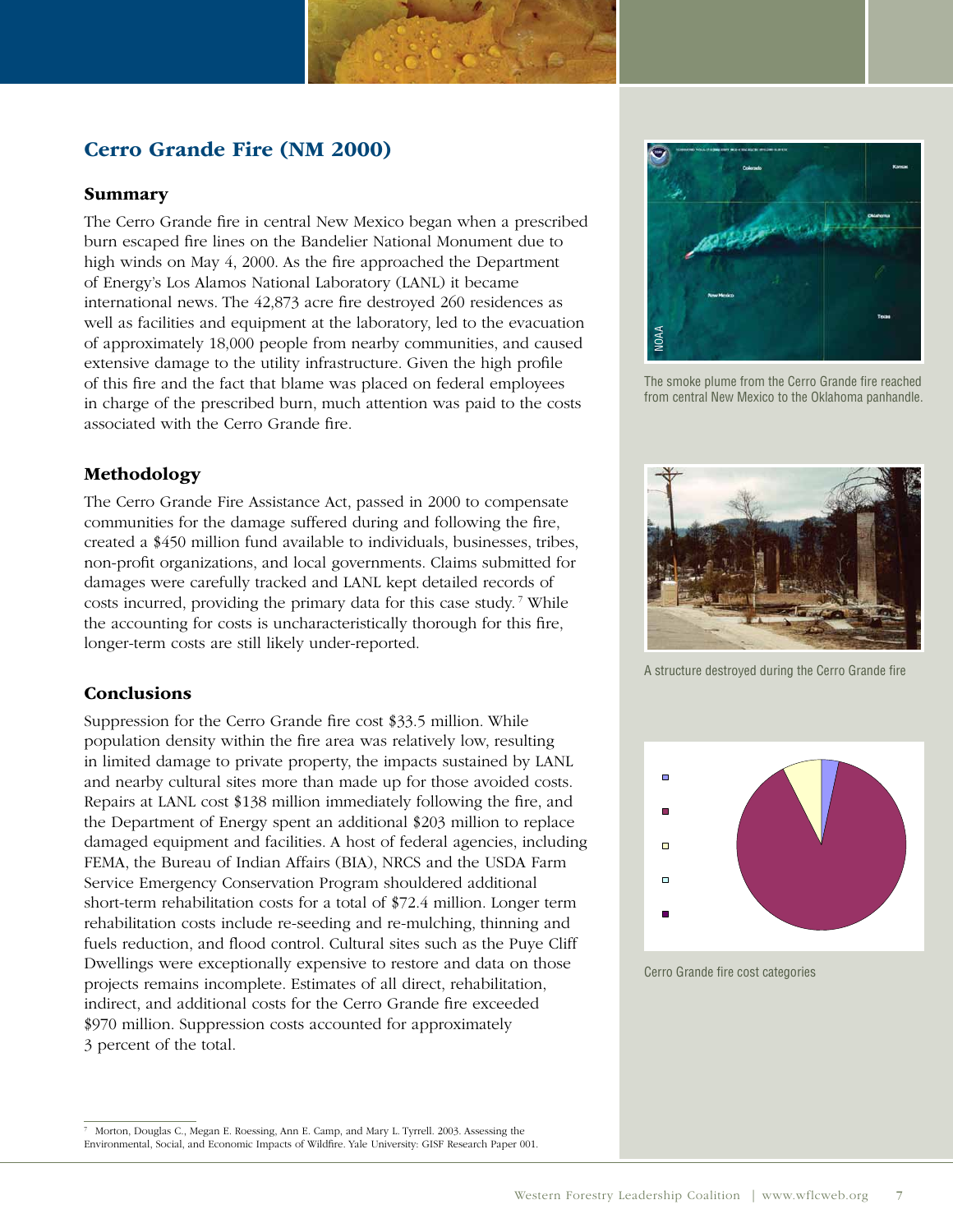## Cerro Grande Fire (NM 2000)

### Summary

The Cerro Grande fire in central New Mexico began when a prescribed burn escaped fire lines on the Bandelier National Monument due to high winds on May 4, 2000. As the fire approached the Department of Energy's Los Alamos National Laboratory (LANL) it became international news. The 42,873 acre fire destroyed 260 residences as well as facilities and equipment at the laboratory, led to the evacuation of approximately 18,000 people from nearby communities, and caused extensive damage to the utility infrastructure. Given the high profile of this fire and the fact that blame was placed on federal employees in charge of the prescribed burn, much attention was paid to the costs associated with the Cerro Grande fire.

### Methodology

The Cerro Grande Fire Assistance Act, passed in 2000 to compensate communities for the damage suffered during and following the fire, created a $450 million fund available to individuals, businesses, tribes, non-profit organizations, and local governments. Claims submitted for damages were carefully tracked and LANL kept detailed records of costs incurred, providing the primary data for this case study.[7] While the accounting for costs is uncharacteristically thorough for this fire, longer-term costs are still likely under-reported.

### Conclusions

Suppression for the Cerro Grande fire cost $33.5 million. While population density within the fire area was relatively low, resulting in limited damage to private property, the impacts sustained by LANL and nearby cultural sites more than made up for those avoided costs. Repairs at LANL cost $138 million immediately following the fire, and the Department of Energy spent an additional $203 million to replace damaged equipment and facilities. A host of federal agencies, including FEMA, the Bureau of Indian Affairs (BIA), NRCS and the USDA Farm Service Emergency Conservation Program shouldered additional short-term rehabilitation costs for a total of $72.4 million. Longer term rehabilitation costs include re-seeding and re-mulching, thinning and fuels reduction, and flood control. Cultural sites such as the Puye Cliff Dwellings were exceptionally expensive to restore and data on those projects remains incomplete. Estimates of all direct, rehabilitation, indirect, and additional costs for the Cerro Grande fire exceeded $970 million. Suppression costs accounted for approximately 3 percent of the total.

The smoke plume from the Cerro Grande fire reached from central New Mexico to the Oklahoma panhandle.

A structure destroyed during the Cerro Grande fire

Cerro Grande fire cost categories

---

[7] Morton, Douglas C., Megan E. Roessing, Ann E. Camp, and Mary L. Tyrrell. 2003. Assessing the Environmental, Social, and Economic Impacts of Wildfire. Yale University: GISF Research Paper 001.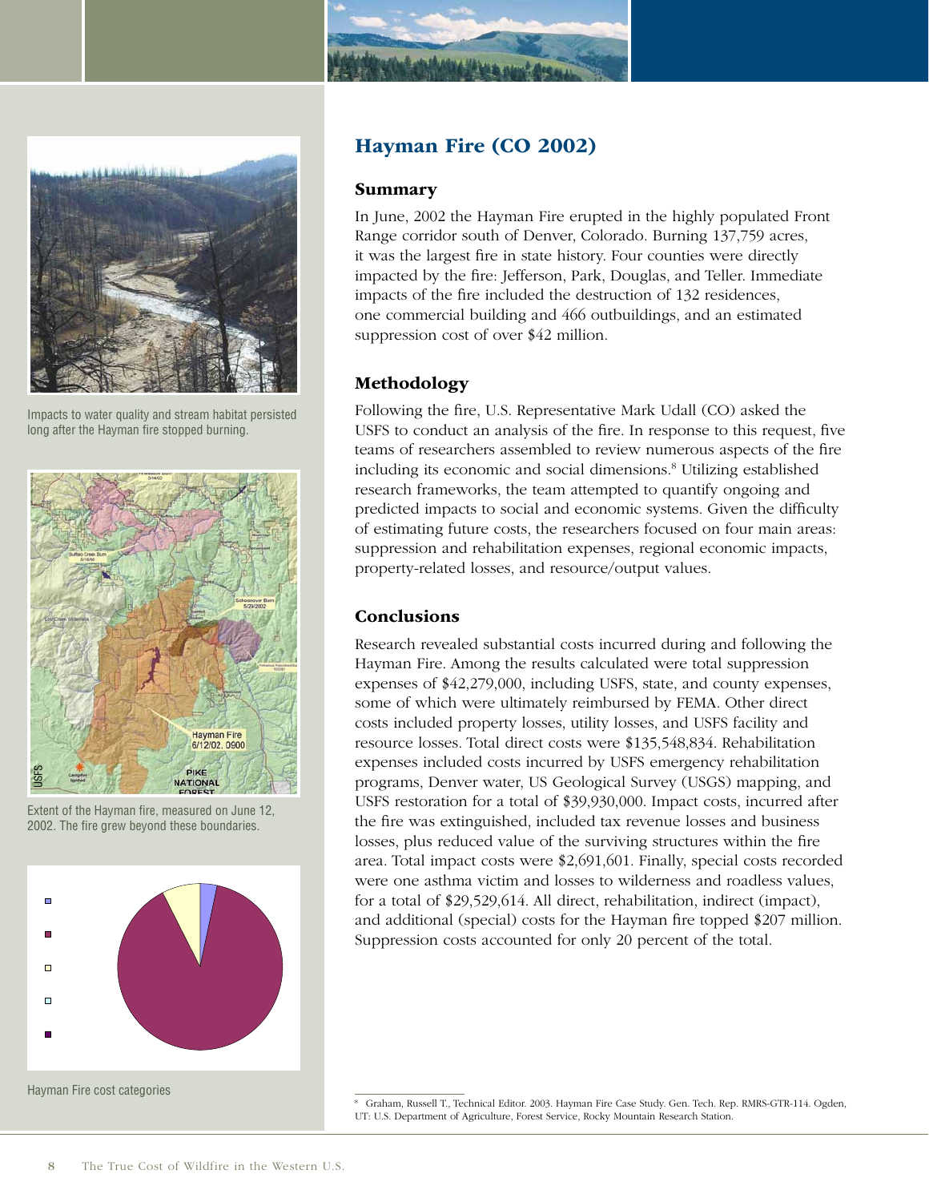Impacts to water quality and stream habitat persisted long after the Hayman fire stopped burning.

Extent of the Hayman fire, measured on June 12, 2002. The fire grew beyond these boundaries.

Hayman Fire cost categories

## Hayman Fire (CO 2002)

### Summary

In June, 2002 the Hayman Fire erupted in the highly populated Front Range corridor south of Denver, Colorado. Burning 137,759 acres, it was the largest fire in state history. Four counties were directly impacted by the fire: Jefferson, Park, Douglas, and Teller. Immediate impacts of the fire included the destruction of 132 residences, one commercial building and 466 outbuildings, and an estimated suppression cost of over $42 million.

### Methodology

Following the fire, U.S. Representative Mark Udall (CO) asked the USFS to conduct an analysis of the fire. In response to this request, five teams of researchers assembled to review numerous aspects of the fire including its economic and social dimensions.[8] Utilizing established research frameworks, the team attempted to quantify ongoing and predicted impacts to social and economic systems. Given the difficulty of estimating future costs, the researchers focused on four main areas: suppression and rehabilitation expenses, regional economic impacts, property-related losses, and resource/output values.

### Conclusions

Research revealed substantial costs incurred during and following the Hayman Fire. Among the results calculated were total suppression expenses of $42,279,000, including USFS, state, and county expenses, some of which were ultimately reimbursed by FEMA. Other direct costs included property losses, utility losses, and USFS facility and resource losses. Total direct costs were $135,548,834. Rehabilitation expenses included costs incurred by USFS emergency rehabilitation programs, Denver water, US Geological Survey (USGS) mapping, and USFS restoration for a total of $39,930,000. Impact costs, incurred after the fire was extinguished, included tax revenue losses and business losses, plus reduced value of the surviving structures within the fire area. Total impact costs were $2,691,601. Finally, special costs recorded were one asthma victim and losses to wilderness and roadless values, for a total of $29,529,614. All direct, rehabilitation, indirect (impact), and additional (special) costs for the Hayman fire topped $207 million. Suppression costs accounted for only 20 percent of the total.

---

[8] Graham, Russell T., Technical Editor. 2003. Hayman Fire Case Study. Gen. Tech. Rep. RMRS-GTR-114. Ogden, UT: U.S. Department of Agriculture, Forest Service, Rocky Mountain Research Station.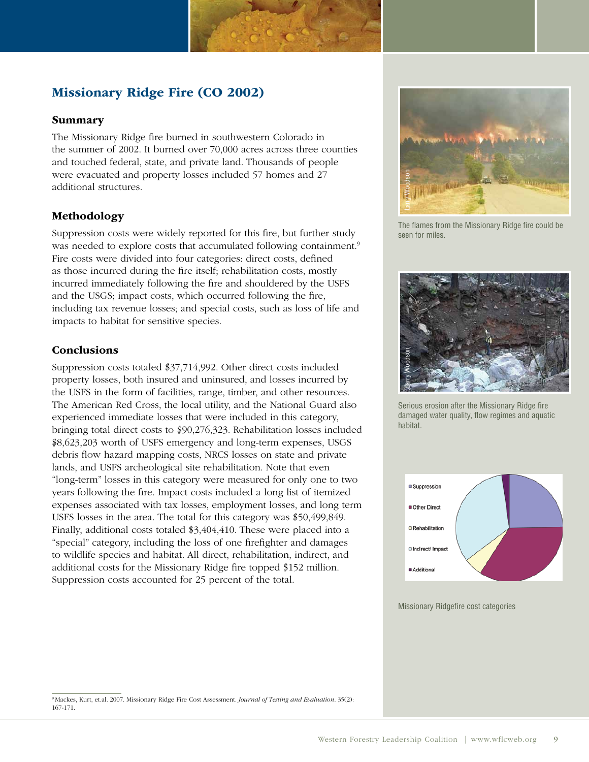## Missionary Ridge Fire (CO 2002)

### Summary

The Missionary Ridge fire burned in southwestern Colorado in the summer of 2002. It burned over 70,000 acres across three counties and touched federal, state, and private land. Thousands of people were evacuated and property losses included 57 homes and 27 additional structures.

### Methodology

Suppression costs were widely reported for this fire, but further study was needed to explore costs that accumulated following containment.[9] Fire costs were divided into four categories: direct costs, defined as those incurred during the fire itself; rehabilitation costs, mostly incurred immediately following the fire and shouldered by the USFS and the USGS; impact costs, which occurred following the fire, including tax revenue losses; and special costs, such as loss of life and impacts to habitat for sensitive species.

### Conclusions

Suppression costs totaled $37,714,992. Other direct costs included property losses, both insured and uninsured, and losses incurred by the USFS in the form of facilities, range, timber, and other resources. The American Red Cross, the local utility, and the National Guard also experienced immediate losses that were included in this category, bringing total direct costs to $90,276,323. Rehabilitation losses included $8,623,203 worth of USFS emergency and long-term expenses, USGS debris flow hazard mapping costs, NRCS losses on state and private lands, and USFS archeological site rehabilitation. Note that even "long-term" losses in this category were measured for only one to two years following the fire. Impact costs included a long list of itemized expenses associated with tax losses, employment losses, and long term USFS losses in the area. The total for this category was $50,499,849. Finally, additional costs totaled $3,404,410. These were placed into a "special" category, including the loss of one firefighter and damages to wildlife species and habitat. All direct, rehabilitation, indirect, and additional costs for the Missionary Ridge fire topped $152 million. Suppression costs accounted for 25 percent of the total.

The flames from the Missionary Ridge fire could be seen for miles.

Serious erosion after the Missionary Ridge fire damaged water quality, flow regimes and aquatic habitat.

- Suppression
- Other Direct
- Rehabilitation
- Indirect/ Impact
- Additional

Missionary Ridgefire cost categories

[9] Mackes, Kurt, et.al. 2007. Missionary Ridge Fire Cost Assessment. *Journal of Testing and Evaluation*. 35(2): 167-171.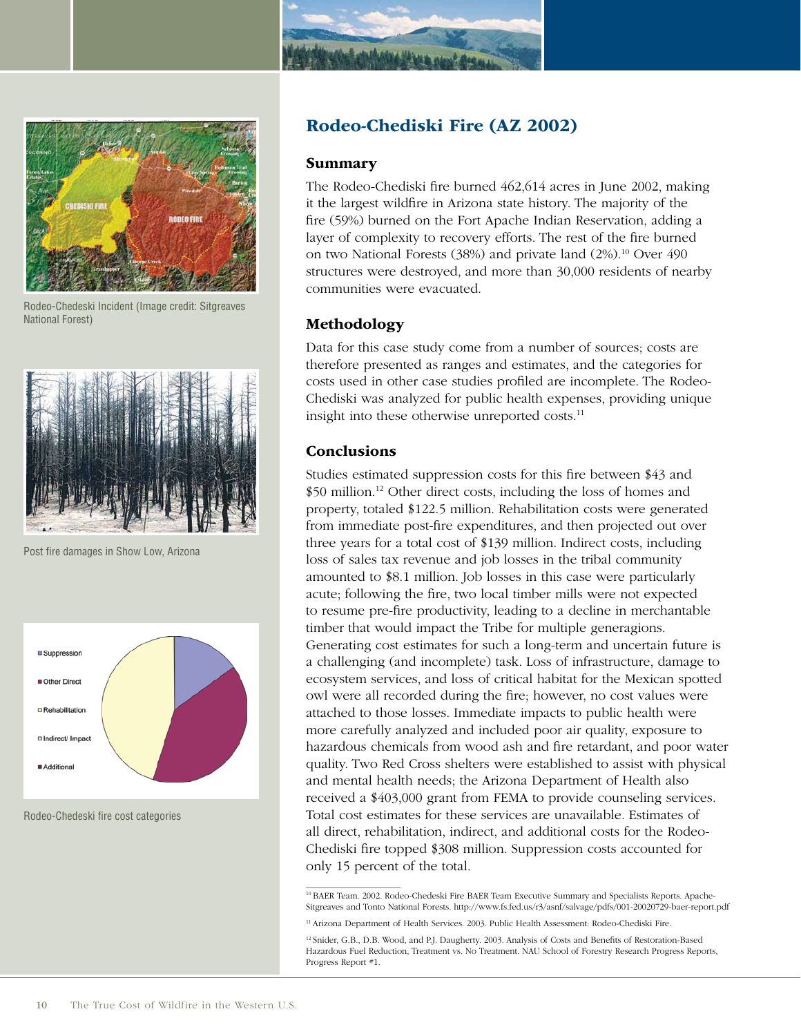Rodeo-Chedeski Incident (Image credit: Sitgreaves National Forest)

Post fire damages in Show Low, Arizona

Rodeo-Chedeski fire cost categories

## Rodeo-Chediski Fire (AZ 2002)

### Summary

The Rodeo-Chediski fire burned 462,614 acres in June 2002, making it the largest wildfire in Arizona state history. The majority of the fire (59%) burned on the Fort Apache Indian Reservation, adding a layer of complexity to recovery efforts. The rest of the fire burned on two National Forests (38%) and private land (2%).[10] Over 490 structures were destroyed, and more than 30,000 residents of nearby communities were evacuated.

### Methodology

Data for this case study come from a number of sources; costs are therefore presented as ranges and estimates, and the categories for costs used in other case studies profiled are incomplete. The Rodeo-Chediski was analyzed for public health expenses, providing unique insight into these otherwise unreported costs.[11]

### Conclusions

Studies estimated suppression costs for this fire between $43 and $50 million.[12] Other direct costs, including the loss of homes and property, totaled $122.5 million. Rehabilitation costs were generated from immediate post-fire expenditures, and then projected out over three years for a total cost of $139 million. Indirect costs, including loss of sales tax revenue and job losses in the tribal community amounted to $8.1 million. Job losses in this case were particularly acute; following the fire, two local timber mills were not expected to resume pre-fire productivity, leading to a decline in merchantable timber that would impact the Tribe for multiple generagions. Generating cost estimates for such a long-term and uncertain future is a challenging (and incomplete) task. Loss of infrastructure, damage to ecosystem services, and loss of critical habitat for the Mexican spotted owl were all recorded during the fire; however, no cost values were attached to those losses. Immediate impacts to public health were more carefully analyzed and included poor air quality, exposure to hazardous chemicals from wood ash and fire retardant, and poor water quality. Two Red Cross shelters were established to assist with physical and mental health needs; the Arizona Department of Health also received a $403,000 grant from FEMA to provide counseling services. Total cost estimates for these services are unavailable. Estimates of all direct, rehabilitation, indirect, and additional costs for the Rodeo-Chediski fire topped $308 million. Suppression costs accounted for only 15 percent of the total.

---

[10] BAER Team. 2002. Rodeo-Chedeski Fire BAER Team Executive Summary and Specialists Reports. Apache-Sitgreaves and Tonto National Forests. http://www.fs.fed.us/r3/asnf/salvage/pdfs/001-20020729-baer-report.pdf

[11] Arizona Department of Health Services. 2003. Public Health Assessment: Rodeo-Chediski Fire.

[12] Snider, G.B., D.B. Wood, and P.J. Daugherty. 2003. Analysis of Costs and Benefits of Restoration-Based Hazardous Fuel Reduction, Treatment vs. No Treatment. NAU School of Forestry Research Progress Reports, Progress Report #1.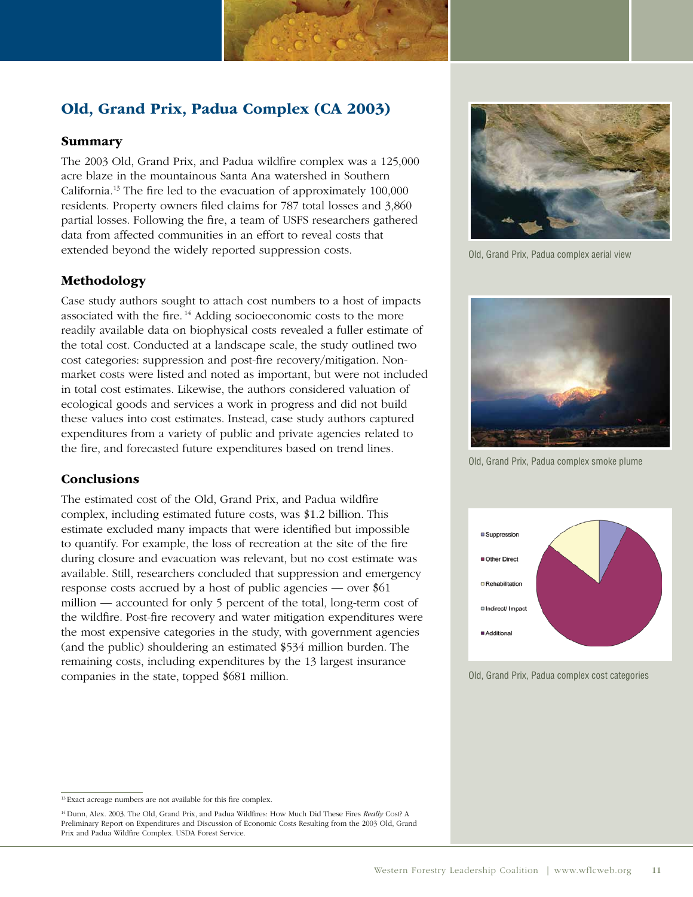## Old, Grand Prix, Padua Complex (CA 2003)

### Summary

The 2003 Old, Grand Prix, and Padua wildfire complex was a 125,000 acre blaze in the mountainous Santa Ana watershed in Southern California.[13] The fire led to the evacuation of approximately 100,000 residents. Property owners filed claims for 787 total losses and 3,860 partial losses. Following the fire, a team of USFS researchers gathered data from affected communities in an effort to reveal costs that extended beyond the widely reported suppression costs.

### Methodology

Case study authors sought to attach cost numbers to a host of impacts associated with the fire.[14] Adding socioeconomic costs to the more readily available data on biophysical costs revealed a fuller estimate of the total cost. Conducted at a landscape scale, the study outlined two cost categories: suppression and post-fire recovery/mitigation. Non-market costs were listed and noted as important, but were not included in total cost estimates. Likewise, the authors considered valuation of ecological goods and services a work in progress and did not build these values into cost estimates. Instead, case study authors captured expenditures from a variety of public and private agencies related to the fire, and forecasted future expenditures based on trend lines.

### Conclusions

The estimated cost of the Old, Grand Prix, and Padua wildfire complex, including estimated future costs, was $1.2 billion. This estimate excluded many impacts that were identified but impossible to quantify. For example, the loss of recreation at the site of the fire during closure and evacuation was relevant, but no cost estimate was available. Still, researchers concluded that suppression and emergency response costs accrued by a host of public agencies — over $61 million — accounted for only 5 percent of the total, long-term cost of the wildfire. Post-fire recovery and water mitigation expenditures were the most expensive categories in the study, with government agencies (and the public) shouldering an estimated $534 million burden. The remaining costs, including expenditures by the 13 largest insurance companies in the state, topped $681 million.

Old, Grand Prix, Padua complex aerial view

Old, Grand Prix, Padua complex smoke plume

Suppression
Other Direct
Rehabilitation
Indirect/ Impact
Additional

Old, Grand Prix, Padua complex cost categories

---

[13] Exact acreage numbers are not available for this fire complex.

[14] Dunn, Alex. 2003. The Old, Grand Prix, and Padua Wildfires: How Much Did These Fires *Really* Cost? A Preliminary Report on Expenditures and Discussion of Economic Costs Resulting from the 2003 Old, Grand Prix and Padua Wildfire Complex. USDA Forest Service.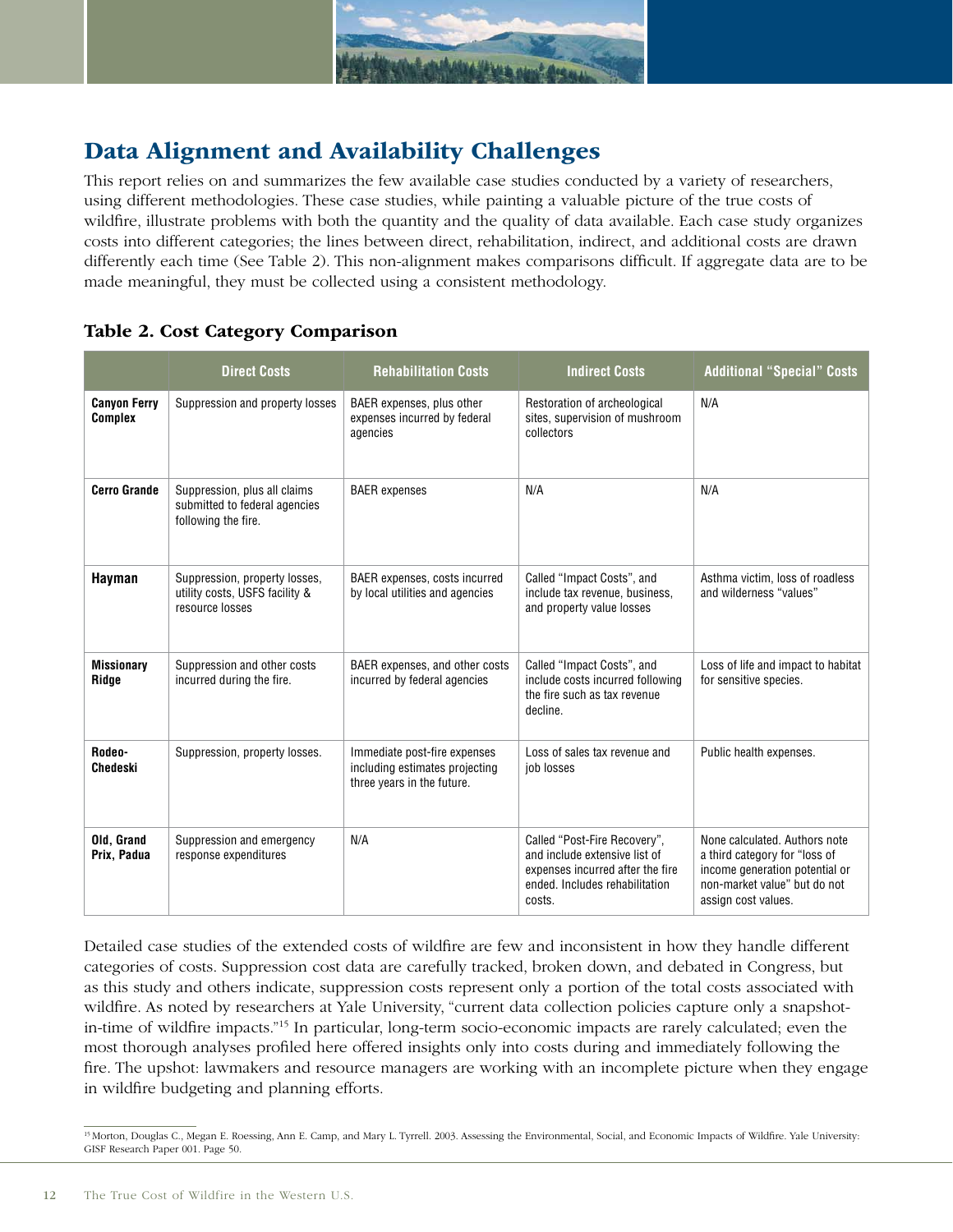## Data Alignment and Availability Challenges

This report relies on and summarizes the few available case studies conducted by a variety of researchers, using different methodologies. These case studies, while painting a valuable picture of the true costs of wildfire, illustrate problems with both the quantity and the quality of data available. Each case study organizes costs into different categories; the lines between direct, rehabilitation, indirect, and additional costs are drawn differently each time (See Table 2). This non-alignment makes comparisons difficult. If aggregate data are to be made meaningful, they must be collected using a consistent methodology.

### Table 2. Cost Category Comparison

| | Direct Costs | Rehabilitation Costs | Indirect Costs | Additional "Special" Costs |
|---|---|---|---|---|
| **Canyon Ferry Complex** | Suppression and property losses | BAER expenses, plus other expenses incurred by federal agencies | Restoration of archeological sites, supervision of mushroom collectors | N/A |
| **Cerro Grande** | Suppression, plus all claims submitted to federal agencies following the fire. | BAER expenses | N/A | N/A |
| **Hayman** | Suppression, property losses, utility costs, USFS facility & resource losses | BAER expenses, costs incurred by local utilities and agencies | Called "Impact Costs", and include tax revenue, business, and property value losses | Asthma victim, loss of roadless and wilderness "values" |
| **Missionary Ridge** | Suppression and other costs incurred during the fire. | BAER expenses, and other costs incurred by federal agencies | Called "Impact Costs", and include costs incurred following the fire such as tax revenue decline. | Loss of life and impact to habitat for sensitive species. |
| **Rodeo-Chedeski** | Suppression, property losses. | Immediate post-fire expenses including estimates projecting three years in the future. | Loss of sales tax revenue and job losses | Public health expenses. |
| **Old, Grand Prix, Padua** | Suppression and emergency response expenditures | N/A | Called "Post-Fire Recovery", and include extensive list of expenses incurred after the fire ended. Includes rehabilitation costs. | None calculated. Authors note a third category for "loss of income generation potential or non-market value" but do not assign cost values. |

Detailed case studies of the extended costs of wildfire are few and inconsistent in how they handle different categories of costs. Suppression cost data are carefully tracked, broken down, and debated in Congress, but as this study and others indicate, suppression costs represent only a portion of the total costs associated with wildfire. As noted by researchers at Yale University, "current data collection policies capture only a snapshot-in-time of wildfire impacts."[15] In particular, long-term socio-economic impacts are rarely calculated; even the most thorough analyses profiled here offered insights only into costs during and immediately following the fire. The upshot: lawmakers and resource managers are working with an incomplete picture when they engage in wildfire budgeting and planning efforts.

[15] Morton, Douglas C., Megan E. Roessing, Ann E. Camp, and Mary L. Tyrrell. 2003. Assessing the Environmental, Social, and Economic Impacts of Wildfire. Yale University: GISF Research Paper 001. Page 50.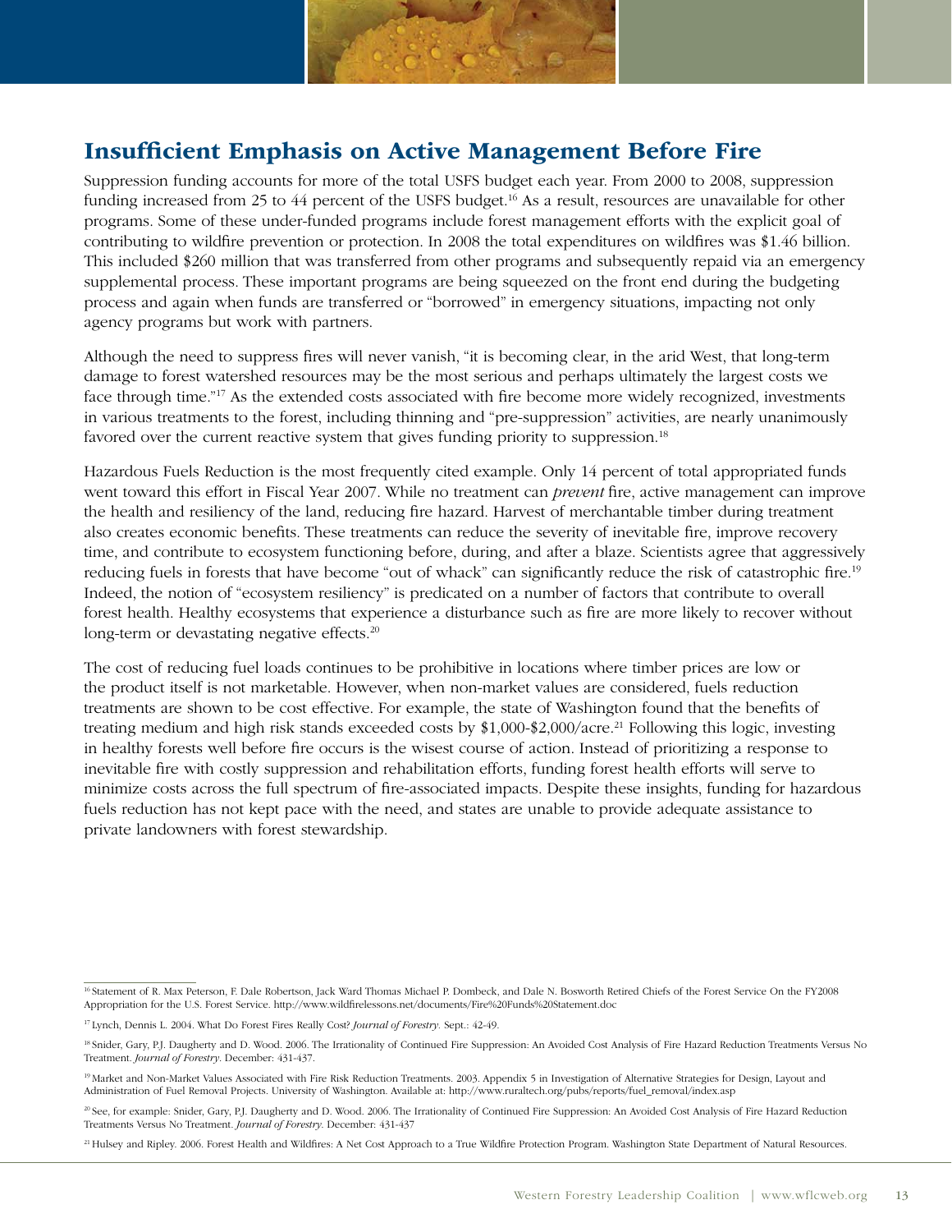## Insufficient Emphasis on Active Management Before Fire

Suppression funding accounts for more of the total USFS budget each year. From 2000 to 2008, suppression funding increased from 25 to 44 percent of the USFS budget.[16] As a result, resources are unavailable for other programs. Some of these under-funded programs include forest management efforts with the explicit goal of contributing to wildfire prevention or protection. In 2008 the total expenditures on wildfires was $1.46 billion. This included $260 million that was transferred from other programs and subsequently repaid via an emergency supplemental process. These important programs are being squeezed on the front end during the budgeting process and again when funds are transferred or "borrowed" in emergency situations, impacting not only agency programs but work with partners.

Although the need to suppress fires will never vanish, "it is becoming clear, in the arid West, that long-term damage to forest watershed resources may be the most serious and perhaps ultimately the largest costs we face through time."[17] As the extended costs associated with fire become more widely recognized, investments in various treatments to the forest, including thinning and "pre-suppression" activities, are nearly unanimously favored over the current reactive system that gives funding priority to suppression.[18]

Hazardous Fuels Reduction is the most frequently cited example. Only 14 percent of total appropriated funds went toward this effort in Fiscal Year 2007. While no treatment can *prevent* fire, active management can improve the health and resiliency of the land, reducing fire hazard. Harvest of merchantable timber during treatment also creates economic benefits. These treatments can reduce the severity of inevitable fire, improve recovery time, and contribute to ecosystem functioning before, during, and after a blaze. Scientists agree that aggressively reducing fuels in forests that have become "out of whack" can significantly reduce the risk of catastrophic fire.[19] Indeed, the notion of "ecosystem resiliency" is predicated on a number of factors that contribute to overall forest health. Healthy ecosystems that experience a disturbance such as fire are more likely to recover without long-term or devastating negative effects.[20]

The cost of reducing fuel loads continues to be prohibitive in locations where timber prices are low or the product itself is not marketable. However, when non-market values are considered, fuels reduction treatments are shown to be cost effective. For example, the state of Washington found that the benefits of treating medium and high risk stands exceeded costs by $1,000-$2,000/acre.[21] Following this logic, investing in healthy forests well before fire occurs is the wisest course of action. Instead of prioritizing a response to inevitable fire with costly suppression and rehabilitation efforts, funding forest health efforts will serve to minimize costs across the full spectrum of fire-associated impacts. Despite these insights, funding for hazardous fuels reduction has not kept pace with the need, and states are unable to provide adequate assistance to private landowners with forest stewardship.

---

[16] Statement of R. Max Peterson, F. Dale Robertson, Jack Ward Thomas Michael P. Dombeck, and Dale N. Bosworth Retired Chiefs of the Forest Service On the FY2008 Appropriation for the U.S. Forest Service. http://www.wildfirelessons.net/documents/Fire%20Funds%20Statement.doc

[17] Lynch, Dennis L. 2004. What Do Forest Fires Really Cost? *Journal of Forestry*. Sept.: 42-49.

[18] Snider, Gary, P.J. Daugherty and D. Wood. 2006. The Irrationality of Continued Fire Suppression: An Avoided Cost Analysis of Fire Hazard Reduction Treatments Versus No Treatment. *Journal of Forestry*. December: 431-437.

[19] Market and Non-Market Values Associated with Fire Risk Reduction Treatments. 2003. Appendix 5 in Investigation of Alternative Strategies for Design, Layout and Administration of Fuel Removal Projects. University of Washington. Available at: http://www.ruraltech.org/pubs/reports/fuel_removal/index.asp

[20] See, for example: Snider, Gary, P.J. Daugherty and D. Wood. 2006. The Irrationality of Continued Fire Suppression: An Avoided Cost Analysis of Fire Hazard Reduction Treatments Versus No Treatment. *Journal of Forestry*. December: 431-437

[21] Hulsey and Ripley. 2006. Forest Health and Wildfires: A Net Cost Approach to a True Wildfire Protection Program. Washington State Department of Natural Resources.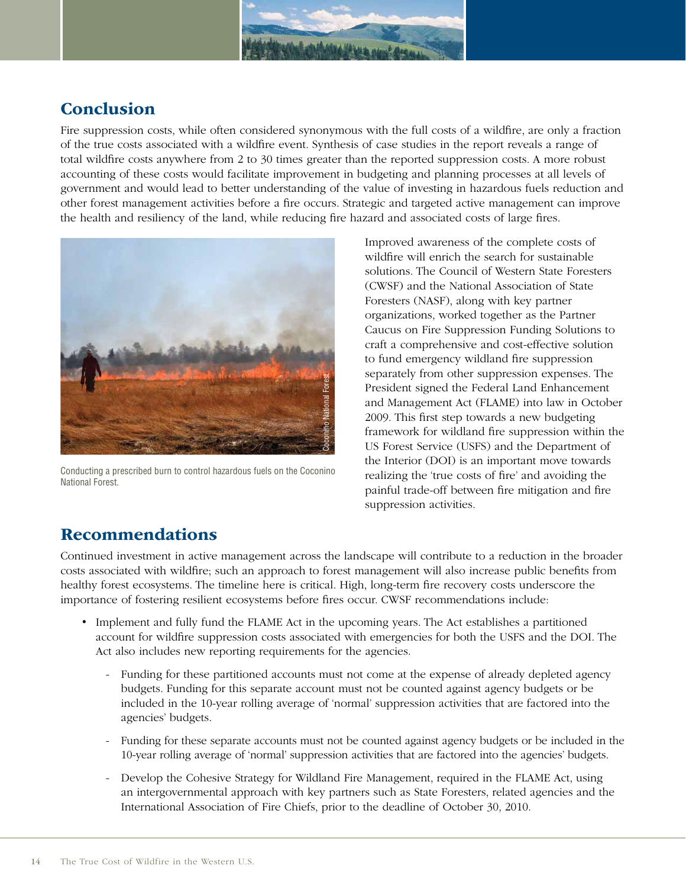## Conclusion

Fire suppression costs, while often considered synonymous with the full costs of a wildfire, are only a fraction of the true costs associated with a wildfire event. Synthesis of case studies in the report reveals a range of total wildfire costs anywhere from 2 to 30 times greater than the reported suppression costs. A more robust accounting of these costs would facilitate improvement in budgeting and planning processes at all levels of government and would lead to better understanding of the value of investing in hazardous fuels reduction and other forest management activities before a fire occurs. Strategic and targeted active management can improve the health and resiliency of the land, while reducing fire hazard and associated costs of large fires.

Conducting a prescribed burn to control hazardous fuels on the Coconino National Forest.

Improved awareness of the complete costs of wildfire will enrich the search for sustainable solutions. The Council of Western State Foresters (CWSF) and the National Association of State Foresters (NASF), along with key partner organizations, worked together as the Partner Caucus on Fire Suppression Funding Solutions to craft a comprehensive and cost-effective solution to fund emergency wildland fire suppression separately from other suppression expenses. The President signed the Federal Land Enhancement and Management Act (FLAME) into law in October 2009. This first step towards a new budgeting framework for wildland fire suppression within the US Forest Service (USFS) and the Department of the Interior (DOI) is an important move towards realizing the 'true costs of fire' and avoiding the painful trade-off between fire mitigation and fire suppression activities.

## Recommendations

Continued investment in active management across the landscape will contribute to a reduction in the broader costs associated with wildfire; such an approach to forest management will also increase public benefits from healthy forest ecosystems. The timeline here is critical. High, long-term fire recovery costs underscore the importance of fostering resilient ecosystems before fires occur. CWSF recommendations include:

- Implement and fully fund the FLAME Act in the upcoming years. The Act establishes a partitioned account for wildfire suppression costs associated with emergencies for both the USFS and the DOI. The Act also includes new reporting requirements for the agencies.
    - Funding for these partitioned accounts must not come at the expense of already depleted agency budgets. Funding for this separate account must not be counted against agency budgets or be included in the 10-year rolling average of 'normal' suppression activities that are factored into the agencies' budgets.
    - Funding for these separate accounts must not be counted against agency budgets or be included in the 10-year rolling average of 'normal' suppression activities that are factored into the agencies' budgets.
    - Develop the Cohesive Strategy for Wildland Fire Management, required in the FLAME Act, using an intergovernmental approach with key partners such as State Foresters, related agencies and the International Association of Fire Chiefs, prior to the deadline of October 30, 2010.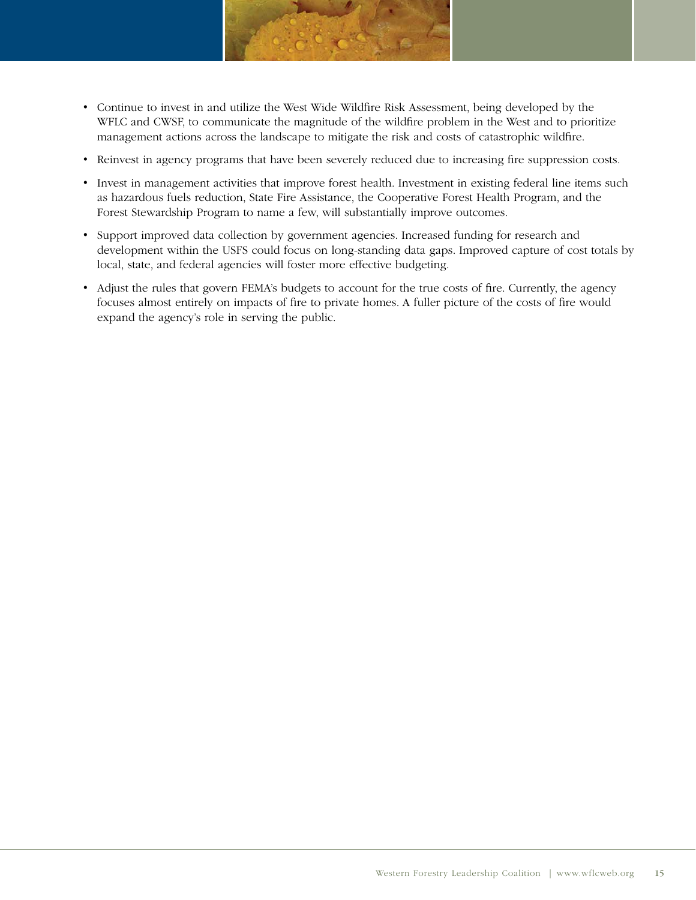- Continue to invest in and utilize the West Wide Wildfire Risk Assessment, being developed by the WFLC and CWSF, to communicate the magnitude of the wildfire problem in the West and to prioritize management actions across the landscape to mitigate the risk and costs of catastrophic wildfire.
- Reinvest in agency programs that have been severely reduced due to increasing fire suppression costs.
- Invest in management activities that improve forest health. Investment in existing federal line items such as hazardous fuels reduction, State Fire Assistance, the Cooperative Forest Health Program, and the Forest Stewardship Program to name a few, will substantially improve outcomes.
- Support improved data collection by government agencies. Increased funding for research and development within the USFS could focus on long-standing data gaps. Improved capture of cost totals by local, state, and federal agencies will foster more effective budgeting.
- Adjust the rules that govern FEMA's budgets to account for the true costs of fire. Currently, the agency focuses almost entirely on impacts of fire to private homes. A fuller picture of the costs of fire would expand the agency's role in serving the public.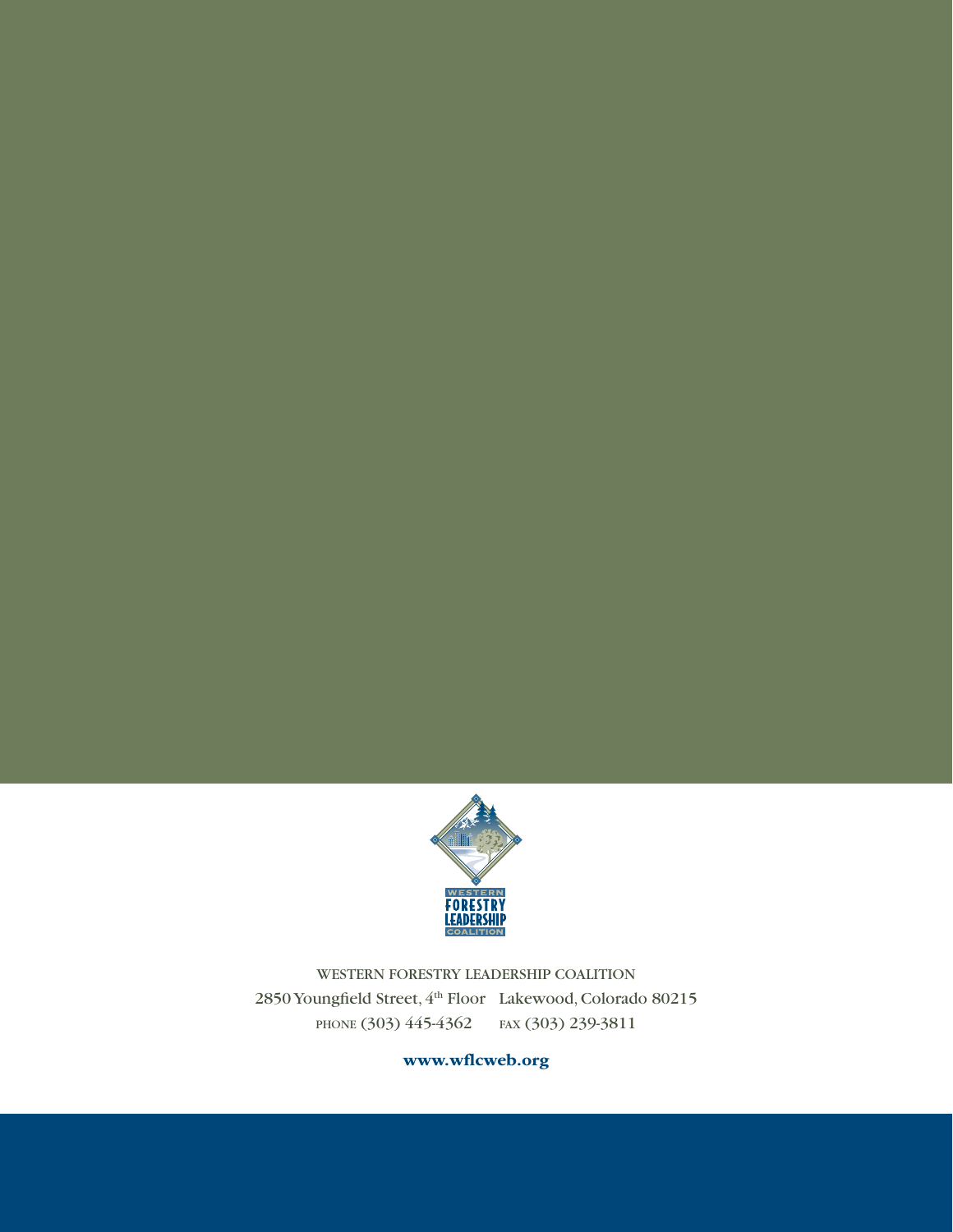WESTERN FORESTRY LEADERSHIP COALITION

2850 Youngfield Street, 4th Floor Lakewood, Colorado 80215

PHONE (303) 445-4362 FAX (303) 239-3811

**www.wflcweb.org**